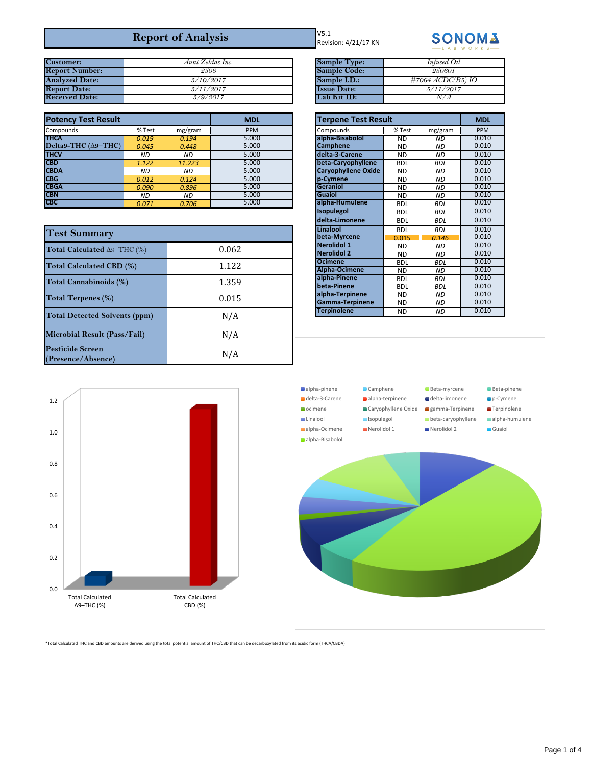# Report of Analysis

V5.1
Revision: 4/21/17 KN

SONOMA LAB WORKS

| Customer: | Aunt Zeldas Inc. |
|---|---|
| Report Number: | 2506 |
| Analyzed Date: | 5/10/2017 |
| Report Date: | 5/11/2017 |
| Received Date: | 5/9/2017 |

| Sample Type: | Infused Oil |
|---|---|
| Sample Code: | 250601 |
| Sample I.D.: | #7064 ACDC(B5) IO |
| Issue Date: | 5/11/2017 |
| Lab Kit ID: | N/A |

## Potency Test Result

| Compounds | % Test | mg/gram | MDL PPM |
|---|---|---|---|
| THCA | 0.019 | 0.194 | 5.000 |
| Delta9-THC (Δ9-THC) | 0.045 | 0.448 | 5.000 |
| THCV | ND | ND | 5.000 |
| CBD | 1.122 | 11.223 | 5.000 |
| CBDA | ND | ND | 5.000 |
| CBG | 0.012 | 0.124 | 5.000 |
| CBGA | 0.090 | 0.896 | 5.000 |
| CBN | ND | ND | 5.000 |
| CBC | 0.071 | 0.706 | 5.000 |

## Terpene Test Result

| Compounds | % Test | mg/gram | MDL PPM |
|---|---|---|---|
| alpha-Bisabolol | ND | ND | 0.010 |
| Camphene | ND | ND | 0.010 |
| delta-3-Carene | ND | ND | 0.010 |
| beta-Caryophyllene | BDL | BDL | 0.010 |
| Caryophyllene Oxide | ND | ND | 0.010 |
| p-Cymene | ND | ND | 0.010 |
| Geraniol | ND | ND | 0.010 |
| Guaiol | ND | ND | 0.010 |
| alpha-Humulene | BDL | BDL | 0.010 |
| Isopulegol | BDL | BDL | 0.010 |
| delta-Limonene | BDL | BDL | 0.010 |
| Linalool | BDL | BDL | 0.010 |
| beta-Myrcene | 0.015 | 0.146 | 0.010 |
| Nerolidol 1 | ND | ND | 0.010 |
| Nerolidol 2 | ND | ND | 0.010 |
| Ocimene | BDL | BDL | 0.010 |
| Alpha-Ocimene | ND | ND | 0.010 |
| alpha-Pinene | BDL | BDL | 0.010 |
| beta-Pinene | BDL | BDL | 0.010 |
| alpha-Terpinene | ND | ND | 0.010 |
| Gamma-Terpinene | ND | ND | 0.010 |
| Terpinolene | ND | ND | 0.010 |

## Test Summary

| Test | Result |
|---|---|
| Total Calculated Δ9–THC (%) | 0.062 |
| Total Calculated CBD (%) | 1.122 |
| Total Cannabinoids (%) | 1.359 |
| Total Terpenes (%) | 0.015 |
| Total Detected Solvents (ppm) | N/A |
| Microbial Result (Pass/Fail) | N/A |
| Pesticide Screen (Presence/Absence) | N/A |

*Total Calculated THC and CBD amounts are derived using the total potential amount of THC/CBD that can be decarboxylated from its acidic form (THCA/CBDA)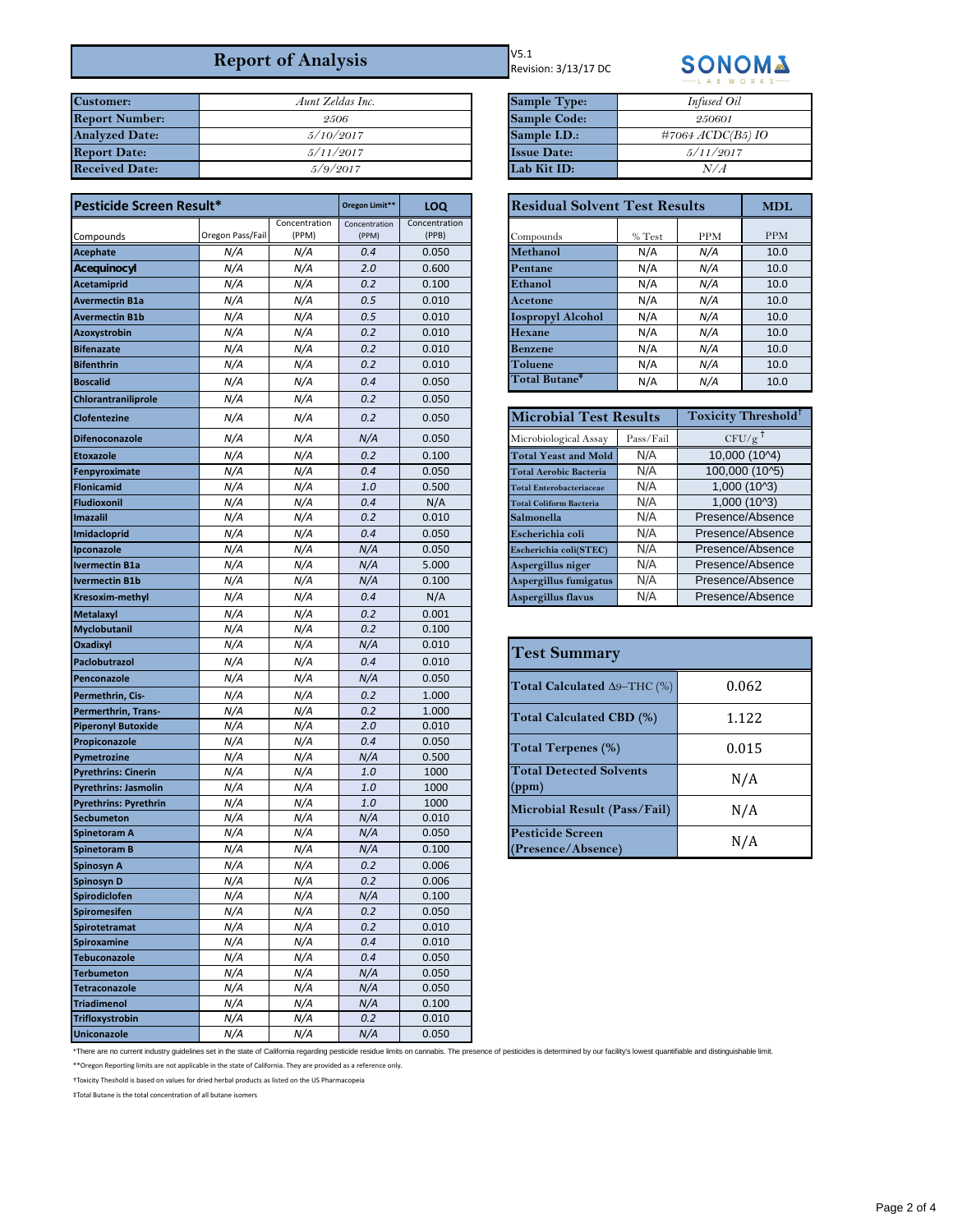# Report of Analysis

V5.1
Revision: 3/13/17 DC

SONOMA LAB WORKS

| | |
|---|---|
| **Customer:** | *Aunt Zeldas Inc.* |
| **Report Number:** | *2506* |
| **Analyzed Date:** | *5/10/2017* |
| **Report Date:** | *5/11/2017* |
| **Received Date:** | *5/9/2017* |

| | |
|---|---|
| **Sample Type:** | *Infused Oil* |
| **Sample Code:** | *250601* |
| **Sample I.D.:** | *#7064 ACDC(B5) IO* |
| **Issue Date:** | *5/11/2017* |
| **Lab Kit ID:** | *N/A* |

| Pesticide Screen Result* | | | Oregon Limit** | LOQ |
|---|---|---|---|---|
| Compounds | Oregon Pass/Fail | Concentration (PPM) | Concentration (PPM) | Concentration (PPB) |
| **Acephate** | N/A | N/A | 0.4 | 0.050 |
| **Acequinocyl** | N/A | N/A | 2.0 | 0.600 |
| **Acetamiprid** | N/A | N/A | 0.2 | 0.100 |
| **Avermectin B1a** | N/A | N/A | 0.5 | 0.010 |
| **Avermectin B1b** | N/A | N/A | 0.5 | 0.010 |
| **Azoxystrobin** | N/A | N/A | 0.2 | 0.010 |
| **Bifenazate** | N/A | N/A | 0.2 | 0.010 |
| **Bifenthrin** | N/A | N/A | 0.2 | 0.010 |
| **Boscalid** | N/A | N/A | 0.4 | 0.050 |
| **Chlorantraniliprole** | N/A | N/A | 0.2 | 0.050 |
| **Clofentezine** | N/A | N/A | 0.2 | 0.050 |
| **Difenoconazole** | N/A | N/A | N/A | 0.050 |
| **Etoxazole** | N/A | N/A | 0.2 | 0.100 |
| **Fenpyroximate** | N/A | N/A | 0.4 | 0.050 |
| **Flonicamid** | N/A | N/A | 1.0 | 0.500 |
| **Fludioxonil** | N/A | N/A | 0.4 | N/A |
| **Imazalil** | N/A | N/A | 0.2 | 0.010 |
| **Imidacloprid** | N/A | N/A | 0.4 | 0.050 |
| **Ipconazole** | N/A | N/A | N/A | 0.050 |
| **Ivermectin B1a** | N/A | N/A | N/A | 5.000 |
| **Ivermectin B1b** | N/A | N/A | N/A | 0.100 |
| **Kresoxim-methyl** | N/A | N/A | 0.4 | N/A |
| **Metalaxyl** | N/A | N/A | 0.2 | 0.001 |
| **Myclobutanil** | N/A | N/A | 0.2 | 0.100 |
| **Oxadixyl** | N/A | N/A | N/A | 0.010 |
| **Paclobutrazol** | N/A | N/A | 0.4 | 0.010 |
| **Penconazole** | N/A | N/A | N/A | 0.050 |
| **Permethrin, Cis-** | N/A | N/A | 0.2 | 1.000 |
| **Permerthrin, Trans-** | N/A | N/A | 0.2 | 1.000 |
| **Piperonyl Butoxide** | N/A | N/A | 2.0 | 0.010 |
| **Propiconazole** | N/A | N/A | 0.4 | 0.050 |
| **Pymetrozine** | N/A | N/A | N/A | 0.500 |
| **Pyrethrins: Cinerin** | N/A | N/A | 1.0 | 1000 |
| **Pyrethrins: Jasmolin** | N/A | N/A | 1.0 | 1000 |
| **Pyrethrins: Pyrethrin** | N/A | N/A | 1.0 | 1000 |
| **Secbumeton** | N/A | N/A | N/A | 0.010 |
| **Spinetoram A** | N/A | N/A | N/A | 0.050 |
| **Spinetoram B** | N/A | N/A | N/A | 0.100 |
| **Spinosyn A** | N/A | N/A | 0.2 | 0.006 |
| **Spinosyn D** | N/A | N/A | 0.2 | 0.006 |
| **Spirodiclofen** | N/A | N/A | N/A | 0.100 |
| **Spiromesifen** | N/A | N/A | 0.2 | 0.050 |
| **Spirotetramat** | N/A | N/A | 0.2 | 0.010 |
| **Spiroxamine** | N/A | N/A | 0.4 | 0.010 |
| **Tebuconazole** | N/A | N/A | 0.4 | 0.050 |
| **Terbumeton** | N/A | N/A | N/A | 0.050 |
| **Tetraconazole** | N/A | N/A | N/A | 0.050 |
| **Triadimenol** | N/A | N/A | N/A | 0.100 |
| **Trifloxystrobin** | N/A | N/A | 0.2 | 0.010 |
| **Uniconazole** | N/A | N/A | N/A | 0.050 |

| Residual Solvent Test Results | | | MDL |
|---|---|---|---|
| Compounds | % Test | PPM | PPM |
| **Methanol** | N/A | N/A | 10.0 |
| **Pentane** | N/A | N/A | 10.0 |
| **Ethanol** | N/A | N/A | 10.0 |
| **Acetone** | N/A | N/A | 10.0 |
| **Iospropyl Alcohol** | N/A | N/A | 10.0 |
| **Hexane** | N/A | N/A | 10.0 |
| **Benzene** | N/A | N/A | 10.0 |
| **Toluene** | N/A | N/A | 10.0 |
| **Total Butane‡** | N/A | N/A | 10.0 |

| Microbial Test Results | | Toxicity Threshold† |
|---|---|---|
| Microbiological Assay | Pass/Fail | CFU/g † |
| **Total Yeast and Mold** | N/A | 10,000 (10^4) |
| **Total Aerobic Bacteria** | N/A | 100,000 (10^5) |
| **Total Enterobacteriaceae** | N/A | 1,000 (10^3) |
| **Total Coliform Bacteria** | N/A | 1,000 (10^3) |
| **Salmonella** | N/A | Presence/Absence |
| **Escherichia coli** | N/A | Presence/Absence |
| **Escherichia coli(STEC)** | N/A | Presence/Absence |
| **Aspergillus niger** | N/A | Presence/Absence |
| **Aspergillus fumigatus** | N/A | Presence/Absence |
| **Aspergillus flavus** | N/A | Presence/Absence |

| Test Summary | |
|---|---|
| **Total Calculated Δ9–THC (%)** | 0.062 |
| **Total Calculated CBD (%)** | 1.122 |
| **Total Terpenes (%)** | 0.015 |
| **Total Detected Solvents (ppm)** | N/A |
| **Microbial Result (Pass/Fail)** | N/A |
| **Pesticide Screen (Presence/Absence)** | N/A |

*There are no current industry guidelines set in the state of California regarding pesticide residue limits on cannabis. The presence of pesticides is determined by our facility's lowest quantifiable and distinguishable limit.

**Oregon Reporting limits are not applicable in the state of California. They are provided as a reference only.

†Toxicity Theshold is based on values for dried herbal products as listed on the US Pharmacopeia

‡Total Butane is the total concentration of all butane isomers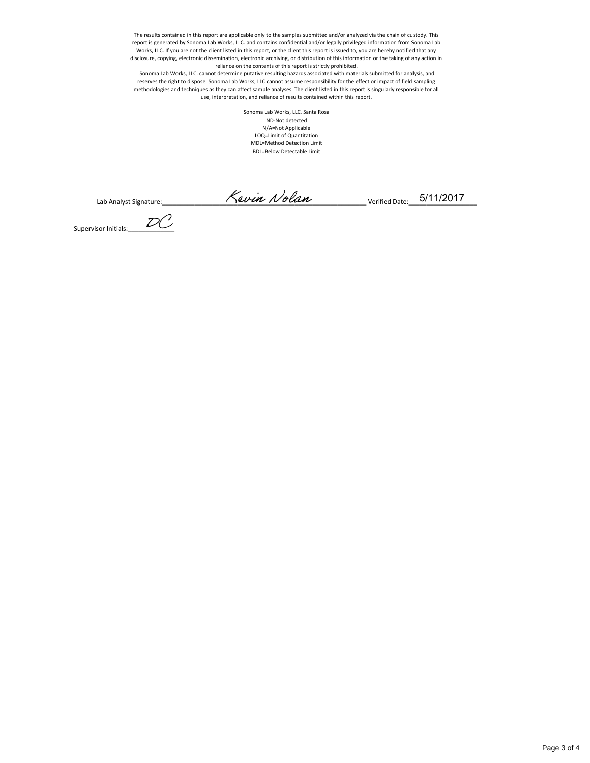The results contained in this report are applicable only to the samples submitted and/or analyzed via the chain of custody. This report is generated by Sonoma Lab Works, LLC. and contains confidential and/or legally privileged information from Sonoma Lab Works, LLC. If you are not the client listed in this report, or the client this report is issued to, you are hereby notified that any disclosure, copying, electronic dissemination, electronic archiving, or distribution of this information or the taking of any action in reliance on the contents of this report is strictly prohibited.

Sonoma Lab Works, LLC. cannot determine putative resulting hazards associated with materials submitted for analysis, and reserves the right to dispose. Sonoma Lab Works, LLC cannot assume responsibility for the effect or impact of field sampling methodologies and techniques as they can affect sample analyses. The client listed in this report is singularly responsible for all use, interpretation, and reliance of results contained within this report.

Sonoma Lab Works, LLC. Santa Rosa
ND-Not detected
N/A=Not Applicable
LOQ=Limit of Quantitation
MDL=Method Detection Limit
BDL=Below Detectable Limit

Lab Analyst Signature: Kevin Nolan Verified Date: 5/11/2017

Supervisor Initials: DC